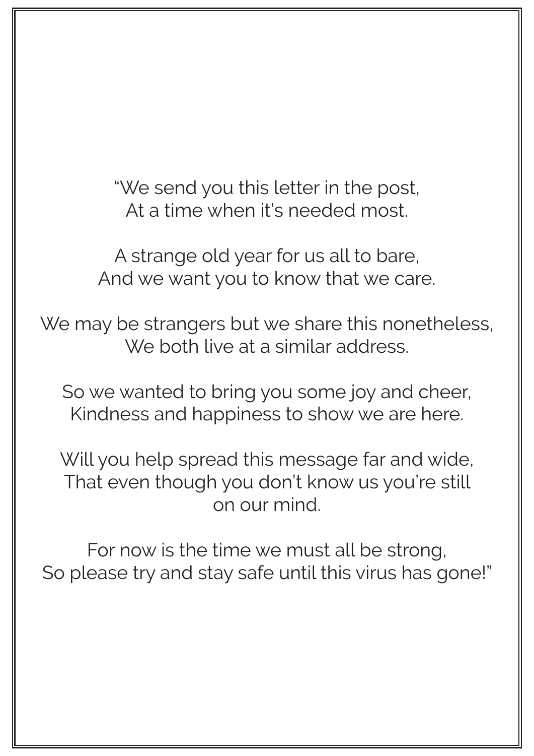"We send you this letter in the post,
At a time when it's needed most.

A strange old year for us all to bare,
And we want you to know that we care.

We may be strangers but we share this nonetheless,
We both live at a similar address.

So we wanted to bring you some joy and cheer,
Kindness and happiness to show we are here.

Will you help spread this message far and wide,
That even though you don't know us you're still on our mind.

For now is the time we must all be strong,
So please try and stay safe until this virus has gone!"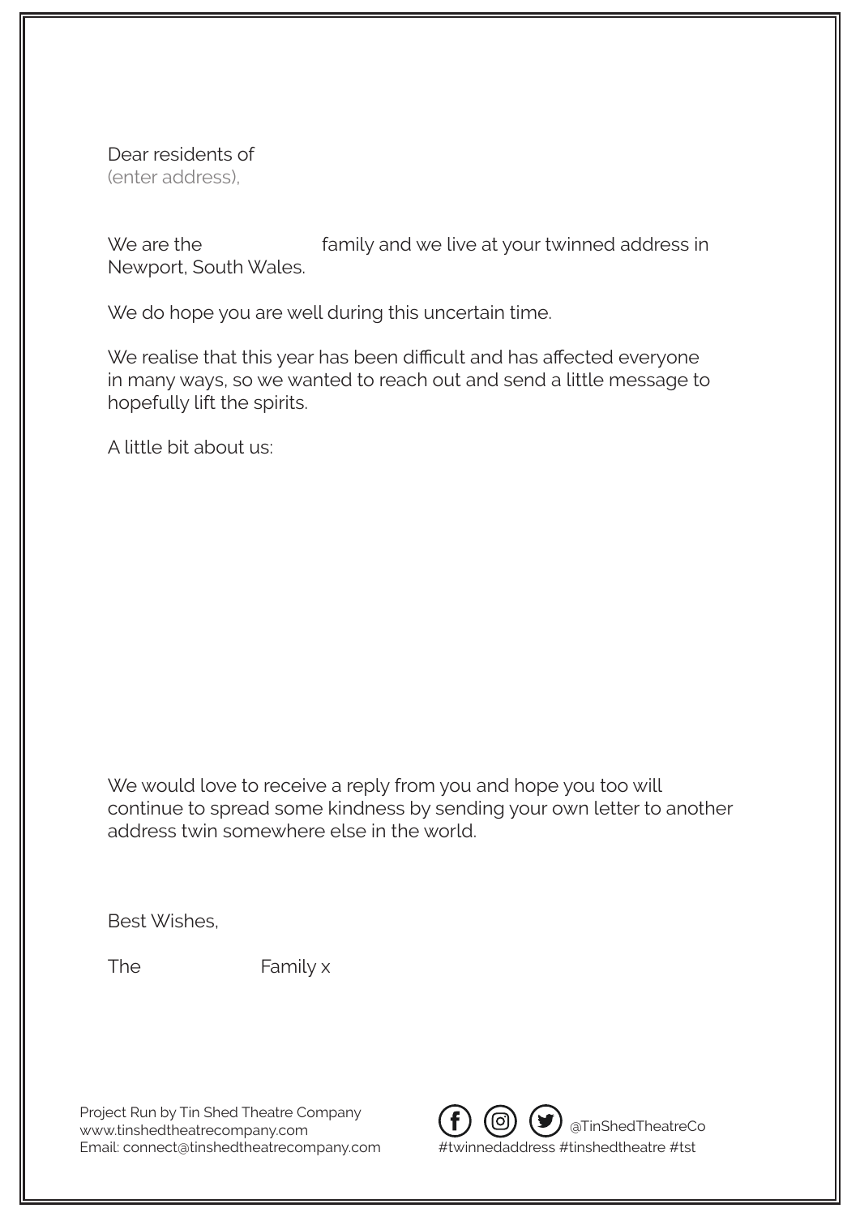Dear residents of
(enter address),

We are the                    family and we live at your twinned address in Newport, South Wales.

We do hope you are well during this uncertain time.

We realise that this year has been difficult and has affected everyone in many ways, so we wanted to reach out and send a little message to hopefully lift the spirits.

A little bit about us:

We would love to receive a reply from you and hope you too will continue to spread some kindness by sending your own letter to another address twin somewhere else in the world.

Best Wishes,

The                    Family x

Project Run by Tin Shed Theatre Company
www.tinshedtheatrecompany.com
Email: connect@tinshedtheatrecompany.com

@TinShedTheatreCo
#twinnedaddress #tinshedtheatre #tst